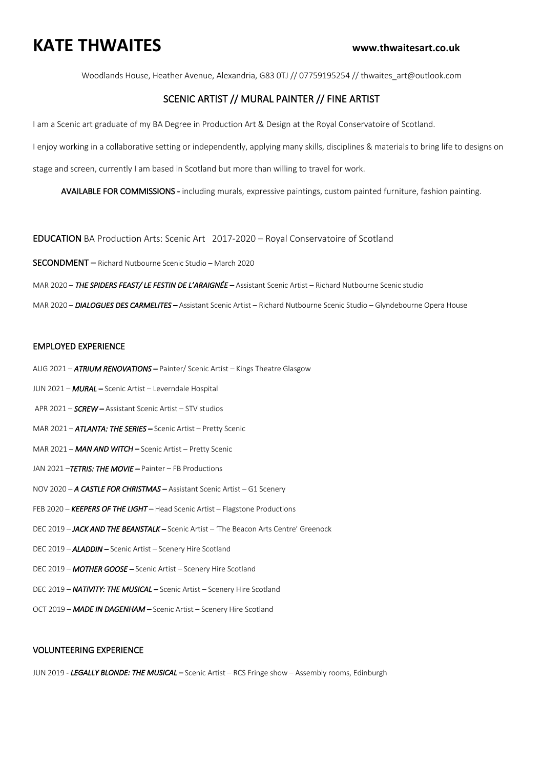# KATE THWAITES

**www.thwaitesart.co.uk**

Woodlands House, Heather Avenue, Alexandria, G83 0TJ // 07759195254 // thwaites_art@outlook.com

## SCENIC ARTIST // MURAL PAINTER // FINE ARTIST

I am a Scenic art graduate of my BA Degree in Production Art & Design at the Royal Conservatoire of Scotland.

I enjoy working in a collaborative setting or independently, applying many skills, disciplines & materials to bring life to designs on stage and screen, currently I am based in Scotland but more than willing to travel for work.

AVAILABLE FOR COMMISSIONS - including murals, expressive paintings, custom painted furniture, fashion painting.

EDUCATION BA Production Arts: Scenic Art 2017-2020 – Royal Conservatoire of Scotland

SECONDMENT – Richard Nutbourne Scenic Studio – March 2020

MAR 2020 – ***THE SPIDERS FEAST/ LE FESTIN DE L'ARAIGNÉE –*** Assistant Scenic Artist – Richard Nutbourne Scenic studio

MAR 2020 – ***DIALOGUES DES CARMELITES –*** Assistant Scenic Artist – Richard Nutbourne Scenic Studio – Glyndebourne Opera House

## EMPLOYED EXPERIENCE

AUG 2021 – ***ATRIUM RENOVATIONS –*** Painter/ Scenic Artist – Kings Theatre Glasgow

JUN 2021 – ***MURAL –*** Scenic Artist – Leverndale Hospital

APR 2021 – ***SCREW –*** Assistant Scenic Artist – STV studios

MAR 2021 – ***ATLANTA: THE SERIES –*** Scenic Artist – Pretty Scenic

MAR 2021 – ***MAN AND WITCH –*** Scenic Artist – Pretty Scenic

JAN 2021 –***TETRIS: THE MOVIE –*** Painter – FB Productions

NOV 2020 – ***A CASTLE FOR CHRISTMAS –*** Assistant Scenic Artist – G1 Scenery

FEB 2020 – ***KEEPERS OF THE LIGHT*** – Head Scenic Artist – Flagstone Productions

DEC 2019 – ***JACK AND THE BEANSTALK –*** Scenic Artist – 'The Beacon Arts Centre' Greenock

DEC 2019 – ***ALADDIN –*** Scenic Artist – Scenery Hire Scotland

DEC 2019 – ***MOTHER GOOSE –*** Scenic Artist – Scenery Hire Scotland

DEC 2019 – ***NATIVITY: THE MUSICAL –*** Scenic Artist – Scenery Hire Scotland

OCT 2019 – ***MADE IN DAGENHAM –*** Scenic Artist – Scenery Hire Scotland

## VOLUNTEERING EXPERIENCE

JUN 2019 - ***LEGALLY BLONDE: THE MUSICAL –*** Scenic Artist – RCS Fringe show – Assembly rooms, Edinburgh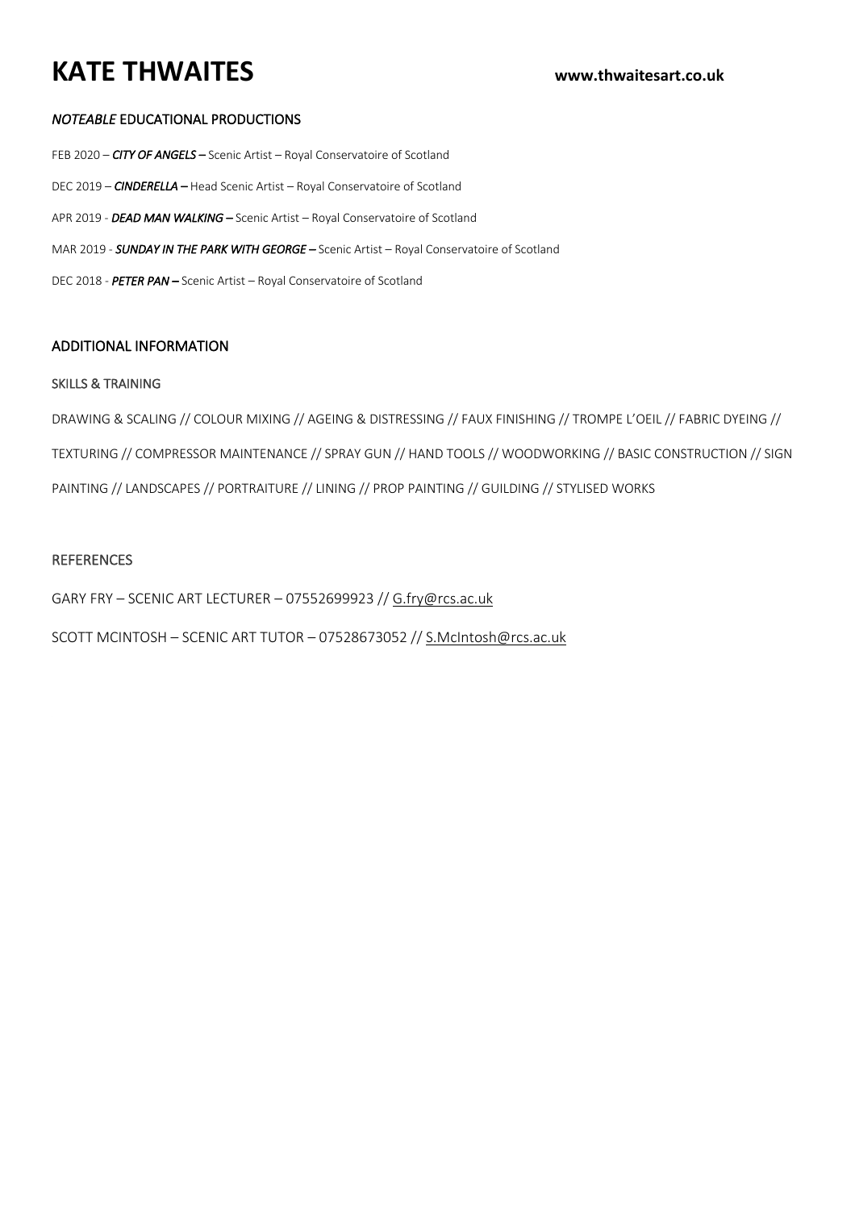# KATE THWAITES

**www.thwaitesart.co.uk**

## *NOTEABLE* EDUCATIONAL PRODUCTIONS

FEB 2020 – ***CITY OF ANGELS –*** Scenic Artist – Royal Conservatoire of Scotland

DEC 2019 – ***CINDERELLA –*** Head Scenic Artist – Royal Conservatoire of Scotland

APR 2019 - ***DEAD MAN WALKING –*** Scenic Artist – Royal Conservatoire of Scotland

MAR 2019 - ***SUNDAY IN THE PARK WITH GEORGE –*** Scenic Artist – Royal Conservatoire of Scotland

DEC 2018 - ***PETER PAN –*** Scenic Artist – Royal Conservatoire of Scotland

## ADDITIONAL INFORMATION

### SKILLS & TRAINING

DRAWING & SCALING // COLOUR MIXING // AGEING & DISTRESSING // FAUX FINISHING // TROMPE L'OEIL // FABRIC DYEING // TEXTURING // COMPRESSOR MAINTENANCE // SPRAY GUN // HAND TOOLS // WOODWORKING // BASIC CONSTRUCTION // SIGN PAINTING // LANDSCAPES // PORTRAITURE // LINING // PROP PAINTING // GUILDING // STYLISED WORKS

### REFERENCES

GARY FRY – SCENIC ART LECTURER – 07552699923 // G.fry@rcs.ac.uk

SCOTT MCINTOSH – SCENIC ART TUTOR – 07528673052 // S.McIntosh@rcs.ac.uk